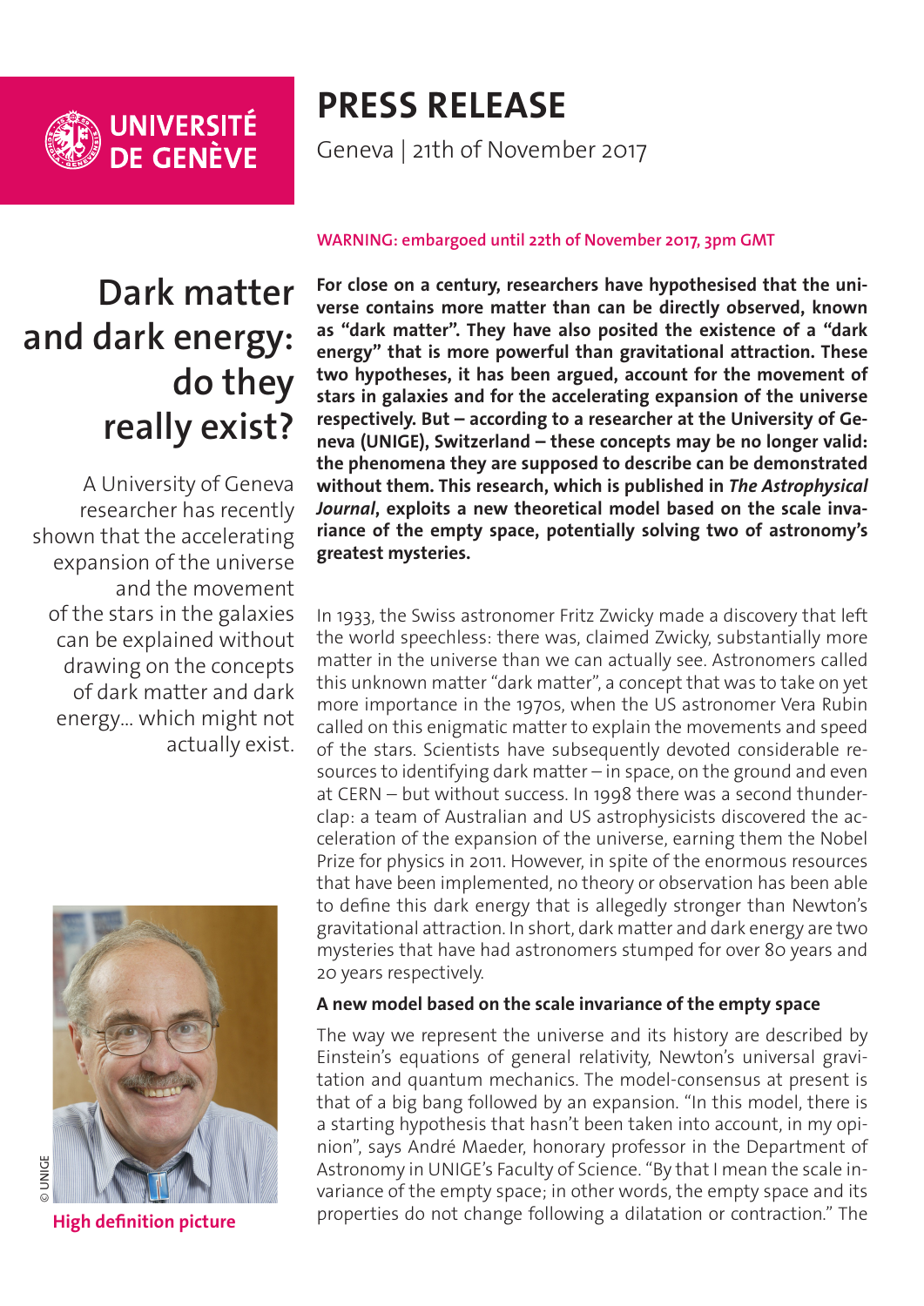UNIVERSITÉ DE GENÈVE

# PRESS RELEASE

Geneva | 21th of November 2017

WARNING: embargoed until 22th of November 2017, 3pm GMT

## Dark matter and dark energy: do they really exist?

A University of Geneva researcher has recently shown that the accelerating expansion of the universe and the movement of the stars in the galaxies can be explained without drawing on the concepts of dark matter and dark energy... which might not actually exist.

© UNIGE

High definition picture

**For close on a century, researchers have hypothesised that the universe contains more matter than can be directly observed, known as "dark matter". They have also posited the existence of a "dark energy" that is more powerful than gravitational attraction. These two hypotheses, it has been argued, account for the movement of stars in galaxies and for the accelerating expansion of the universe respectively. But – according to a researcher at the University of Geneva (UNIGE), Switzerland – these concepts may be no longer valid: the phenomena they are supposed to describe can be demonstrated without them. This research, which is published in *The Astrophysical Journal*, exploits a new theoretical model based on the scale invariance of the empty space, potentially solving two of astronomy's greatest mysteries.**

In 1933, the Swiss astronomer Fritz Zwicky made a discovery that left the world speechless: there was, claimed Zwicky, substantially more matter in the universe than we can actually see. Astronomers called this unknown matter "dark matter", a concept that was to take on yet more importance in the 1970s, when the US astronomer Vera Rubin called on this enigmatic matter to explain the movements and speed of the stars. Scientists have subsequently devoted considerable resources to identifying dark matter – in space, on the ground and even at CERN – but without success. In 1998 there was a second thunderclap: a team of Australian and US astrophysicists discovered the acceleration of the expansion of the universe, earning them the Nobel Prize for physics in 2011. However, in spite of the enormous resources that have been implemented, no theory or observation has been able to define this dark energy that is allegedly stronger than Newton's gravitational attraction. In short, dark matter and dark energy are two mysteries that have had astronomers stumped for over 80 years and 20 years respectively.

### A new model based on the scale invariance of the empty space

The way we represent the universe and its history are described by Einstein's equations of general relativity, Newton's universal gravitation and quantum mechanics. The model-consensus at present is that of a big bang followed by an expansion. "In this model, there is a starting hypothesis that hasn't been taken into account, in my opinion", says André Maeder, honorary professor in the Department of Astronomy in UNIGE's Faculty of Science. "By that I mean the scale invariance of the empty space; in other words, the empty space and its properties do not change following a dilatation or contraction." The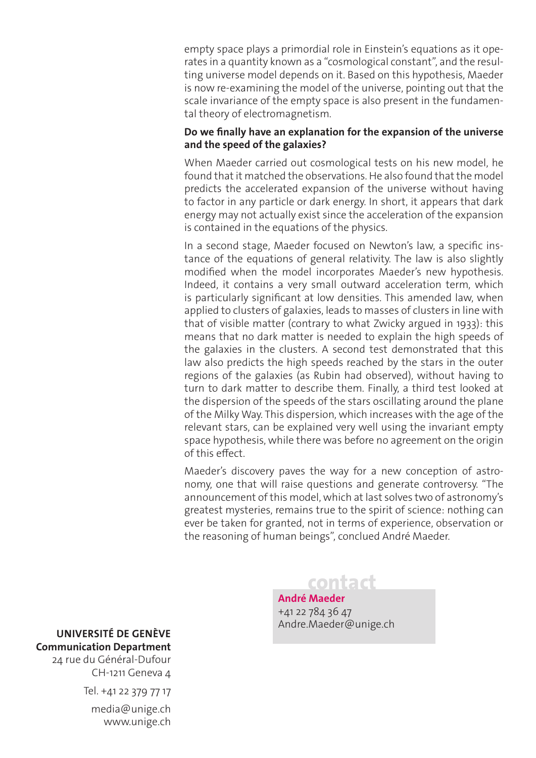empty space plays a primordial role in Einstein's equations as it operates in a quantity known as a "cosmological constant", and the resulting universe model depends on it. Based on this hypothesis, Maeder is now re-examining the model of the universe, pointing out that the scale invariance of the empty space is also present in the fundamental theory of electromagnetism.

**Do we finally have an explanation for the expansion of the universe and the speed of the galaxies?**

When Maeder carried out cosmological tests on his new model, he found that it matched the observations. He also found that the model predicts the accelerated expansion of the universe without having to factor in any particle or dark energy. In short, it appears that dark energy may not actually exist since the acceleration of the expansion is contained in the equations of the physics.

In a second stage, Maeder focused on Newton's law, a specific instance of the equations of general relativity. The law is also slightly modified when the model incorporates Maeder's new hypothesis. Indeed, it contains a very small outward acceleration term, which is particularly significant at low densities. This amended law, when applied to clusters of galaxies, leads to masses of clusters in line with that of visible matter (contrary to what Zwicky argued in 1933): this means that no dark matter is needed to explain the high speeds of the galaxies in the clusters. A second test demonstrated that this law also predicts the high speeds reached by the stars in the outer regions of the galaxies (as Rubin had observed), without having to turn to dark matter to describe them. Finally, a third test looked at the dispersion of the speeds of the stars oscillating around the plane of the Milky Way. This dispersion, which increases with the age of the relevant stars, can be explained very well using the invariant empty space hypothesis, while there was before no agreement on the origin of this effect.

Maeder's discovery paves the way for a new conception of astronomy, one that will raise questions and generate controversy. "The announcement of this model, which at last solves two of astronomy's greatest mysteries, remains true to the spirit of science: nothing can ever be taken for granted, not in terms of experience, observation or the reasoning of human beings", conclued André Maeder.

## contact

**André Maeder**
+41 22 784 36 47
Andre.Maeder@unige.ch

**UNIVERSITÉ DE GENÈVE**
**Communication Department**
24 rue du Général-Dufour
CH-1211 Geneva 4

Tel. +41 22 379 77 17

media@unige.ch
www.unige.ch